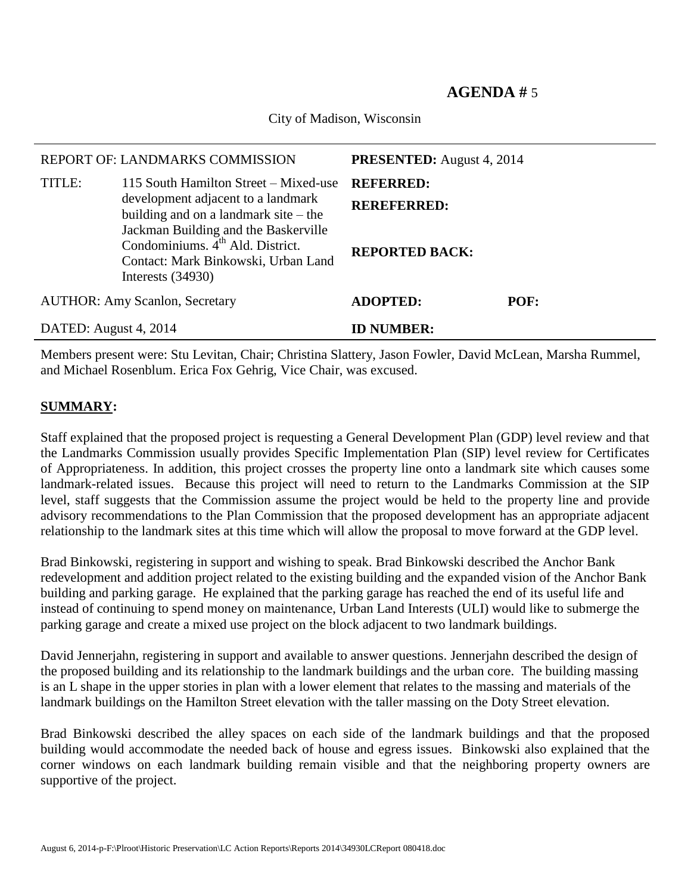**AGENDA #** 5

City of Madison, Wisconsin

| REPORT OF: LANDMARKS COMMISSION | | **PRESENTED:** August 4, 2014 | |
|---|---|---|---|
| TITLE: | 115 South Hamilton Street – Mixed-use development adjacent to a landmark building and on a landmark site – the Jackman Building and the Baskerville Condominiums. 4th Ald. District. Contact: Mark Binkowski, Urban Land Interests (34930) | **REFERRED:** **REREFERRED:** **REPORTED BACK:** | |
| AUTHOR: Amy Scanlon, Secretary | | **ADOPTED:** | **POF:** |
| DATED: August 4, 2014 | | **ID NUMBER:** | |

Members present were: Stu Levitan, Chair; Christina Slattery, Jason Fowler, David McLean, Marsha Rummel, and Michael Rosenblum. Erica Fox Gehrig, Vice Chair, was excused.

**SUMMARY:**

Staff explained that the proposed project is requesting a General Development Plan (GDP) level review and that the Landmarks Commission usually provides Specific Implementation Plan (SIP) level review for Certificates of Appropriateness. In addition, this project crosses the property line onto a landmark site which causes some landmark-related issues. Because this project will need to return to the Landmarks Commission at the SIP level, staff suggests that the Commission assume the project would be held to the property line and provide advisory recommendations to the Plan Commission that the proposed development has an appropriate adjacent relationship to the landmark sites at this time which will allow the proposal to move forward at the GDP level.

Brad Binkowski, registering in support and wishing to speak. Brad Binkowski described the Anchor Bank redevelopment and addition project related to the existing building and the expanded vision of the Anchor Bank building and parking garage. He explained that the parking garage has reached the end of its useful life and instead of continuing to spend money on maintenance, Urban Land Interests (ULI) would like to submerge the parking garage and create a mixed use project on the block adjacent to two landmark buildings.

David Jennerjahn, registering in support and available to answer questions. Jennerjahn described the design of the proposed building and its relationship to the landmark buildings and the urban core. The building massing is an L shape in the upper stories in plan with a lower element that relates to the massing and materials of the landmark buildings on the Hamilton Street elevation with the taller massing on the Doty Street elevation.

Brad Binkowski described the alley spaces on each side of the landmark buildings and that the proposed building would accommodate the needed back of house and egress issues. Binkowski also explained that the corner windows on each landmark building remain visible and that the neighboring property owners are supportive of the project.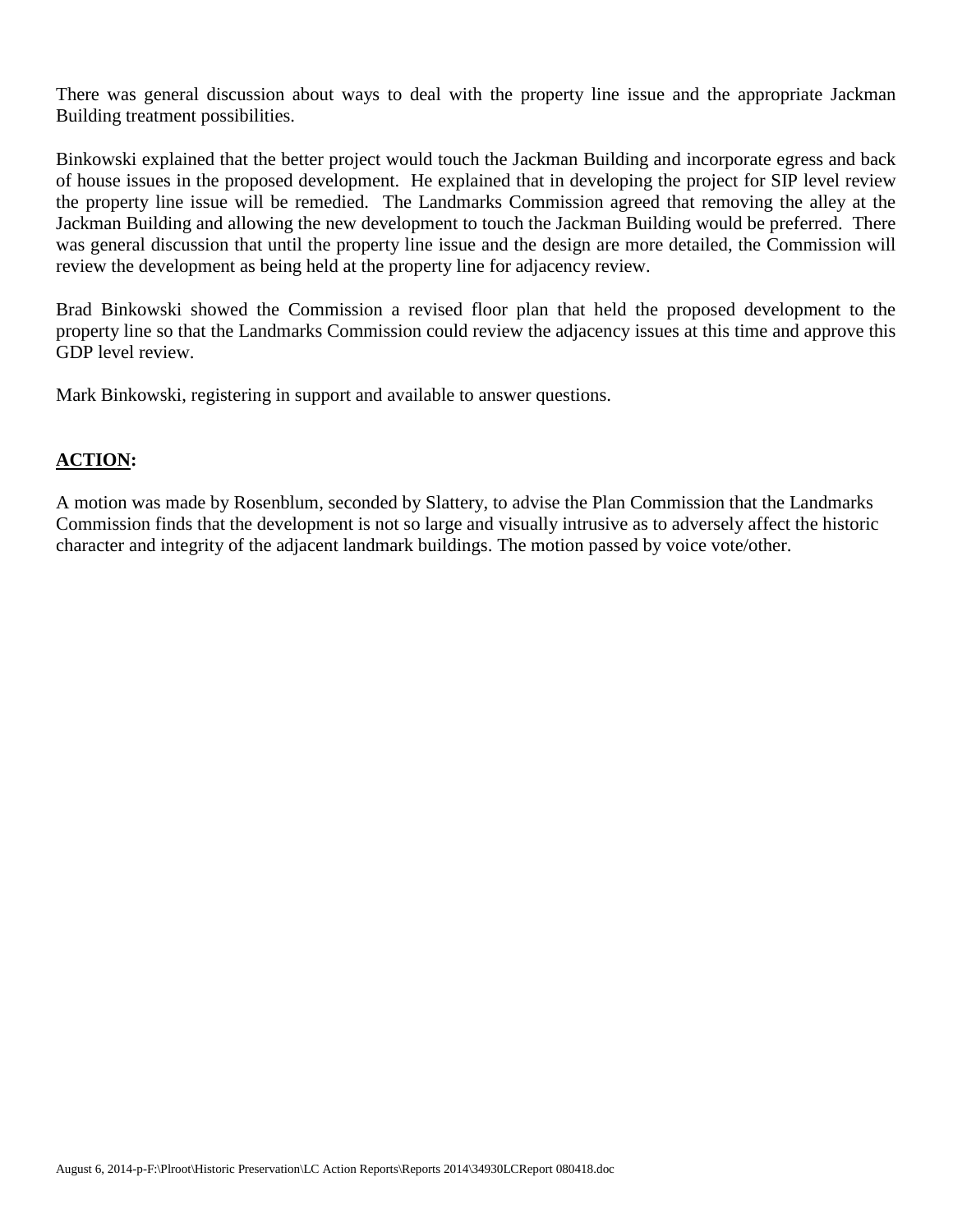There was general discussion about ways to deal with the property line issue and the appropriate Jackman Building treatment possibilities.

Binkowski explained that the better project would touch the Jackman Building and incorporate egress and back of house issues in the proposed development. He explained that in developing the project for SIP level review the property line issue will be remedied. The Landmarks Commission agreed that removing the alley at the Jackman Building and allowing the new development to touch the Jackman Building would be preferred. There was general discussion that until the property line issue and the design are more detailed, the Commission will review the development as being held at the property line for adjacency review.

Brad Binkowski showed the Commission a revised floor plan that held the proposed development to the property line so that the Landmarks Commission could review the adjacency issues at this time and approve this GDP level review.

Mark Binkowski, registering in support and available to answer questions.

**ACTION:**

A motion was made by Rosenblum, seconded by Slattery, to advise the Plan Commission that the Landmarks Commission finds that the development is not so large and visually intrusive as to adversely affect the historic character and integrity of the adjacent landmark buildings. The motion passed by voice vote/other.

August 6, 2014-p-F:\Plroot\Historic Preservation\LC Action Reports\Reports 2014\34930LCReport 080418.doc